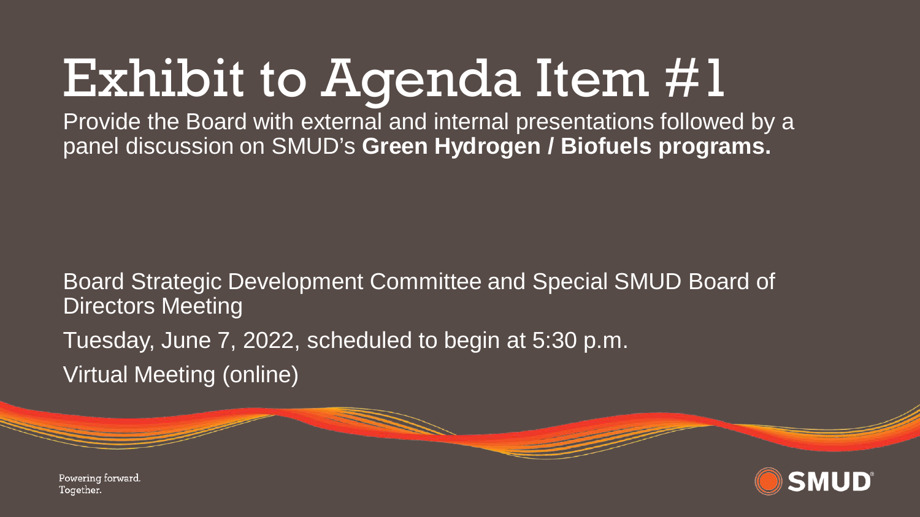# Exhibit to Agenda Item #1

Provide the Board with external and internal presentations followed by a panel discussion on SMUD's **Green Hydrogen / Biofuels programs.**

Board Strategic Development Committee and Special SMUD Board of Directors Meeting

Tuesday, June 7, 2022, scheduled to begin at 5:30 p.m.

Virtual Meeting (online)

Powering forward. Together.

SMUD®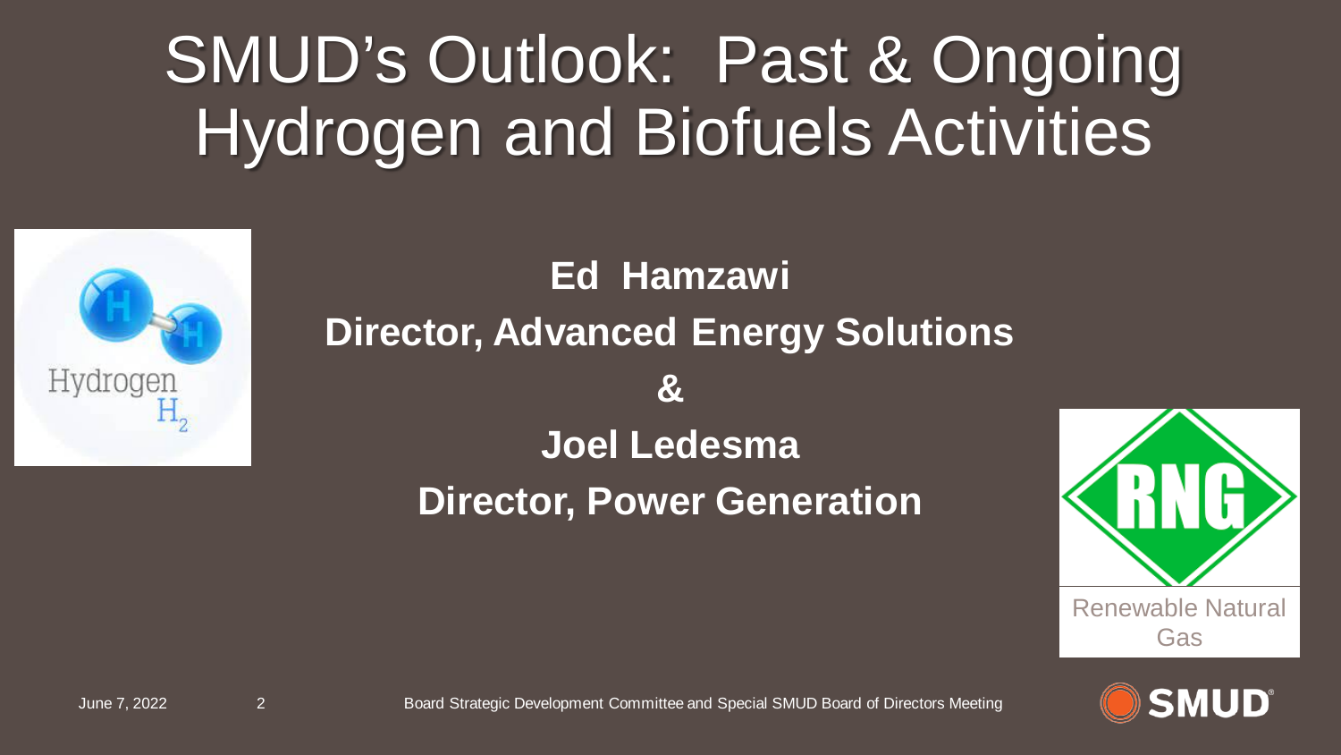# SMUD's Outlook: Past & Ongoing Hydrogen and Biofuels Activities

**Ed Hamzawi**

**Director, Advanced Energy Solutions**

**&**

**Joel Ledesma**

**Director, Power Generation**

Hydrogen $H_2$

RNG

Renewable Natural Gas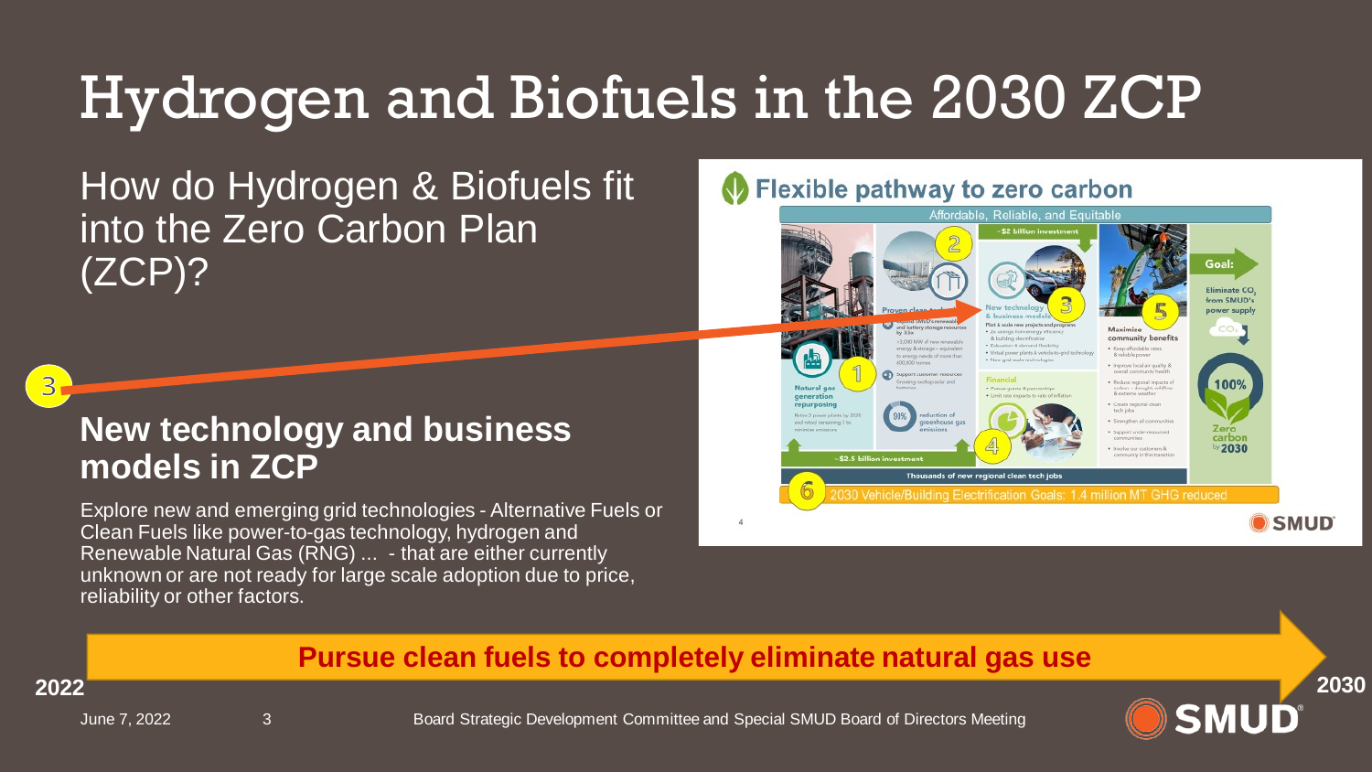# Hydrogen and Biofuels in the 2030 ZCP

How do Hydrogen & Biofuels fit into the Zero Carbon Plan (ZCP)?

## New technology and business models in ZCP

Explore new and emerging grid technologies - Alternative Fuels or Clean Fuels like power-to-gas technology, hydrogen and Renewable Natural Gas (RNG) ... - that are either currently unknown or are not ready for large scale adoption due to price, reliability or other factors.

**Pursue clean fuels to completely eliminate natural gas use**

2022 → 2030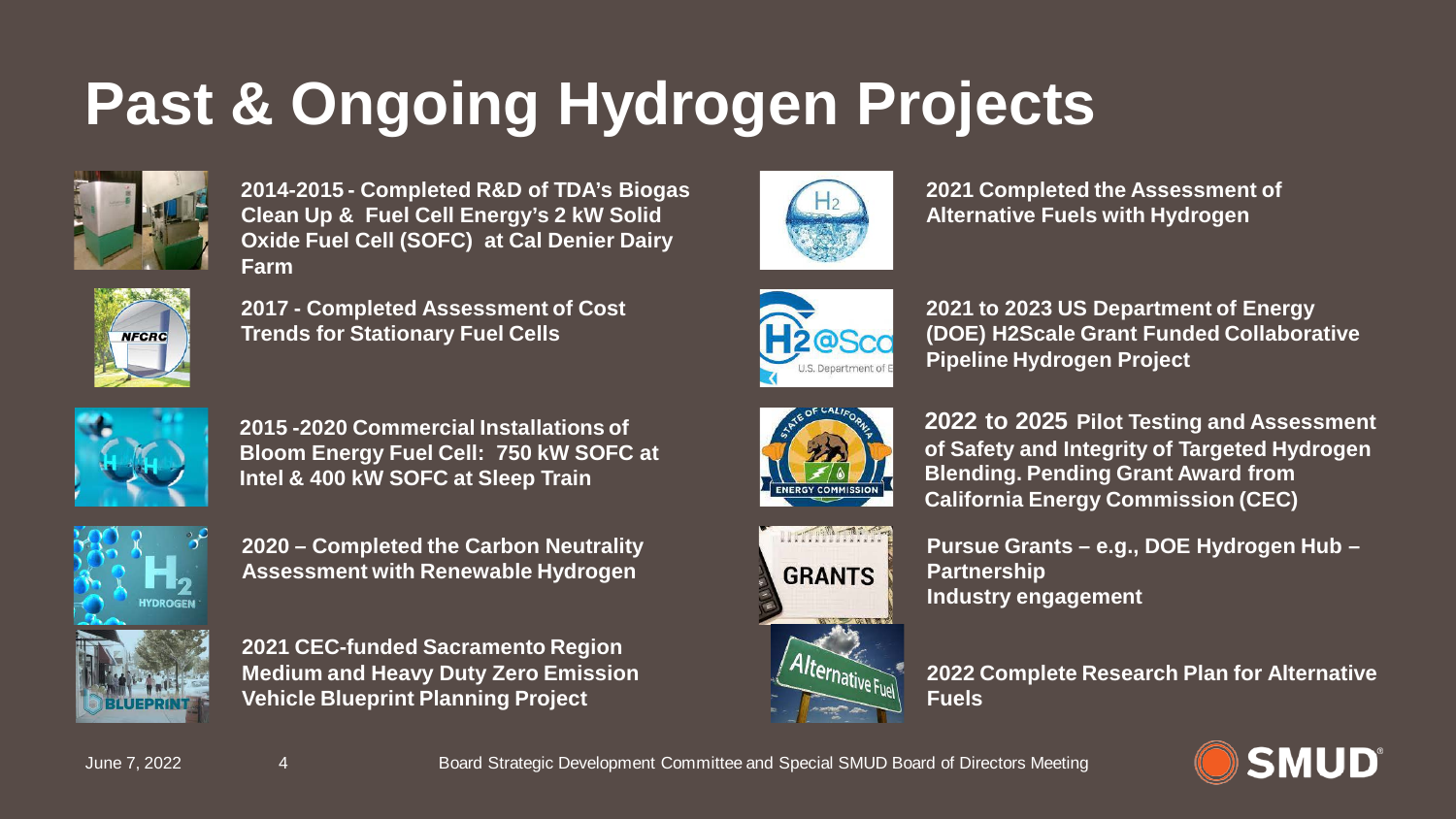# Past & Ongoing Hydrogen Projects

**2014-2015 - Completed R&D of TDA's Biogas Clean Up & Fuel Cell Energy's 2 kW Solid Oxide Fuel Cell (SOFC) at Cal Denier Dairy Farm**

**2017 - Completed Assessment of Cost Trends for Stationary Fuel Cells**

**2015 -2020 Commercial Installations of Bloom Energy Fuel Cell: 750 kW SOFC at Intel & 400 kW SOFC at Sleep Train**

**2020 – Completed the Carbon Neutrality Assessment with Renewable Hydrogen**

**2021 CEC-funded Sacramento Region Medium and Heavy Duty Zero Emission Vehicle Blueprint Planning Project**

**2021 Completed the Assessment of Alternative Fuels with Hydrogen**

**2021 to 2023 US Department of Energy (DOE) H2Scale Grant Funded Collaborative Pipeline Hydrogen Project**

**2022 to 2025 Pilot Testing and Assessment of Safety and Integrity of Targeted Hydrogen Blending. Pending Grant Award from California Energy Commission (CEC)**

**Pursue Grants – e.g., DOE Hydrogen Hub – Partnership**
**Industry engagement**

**2022 Complete Research Plan for Alternative Fuels**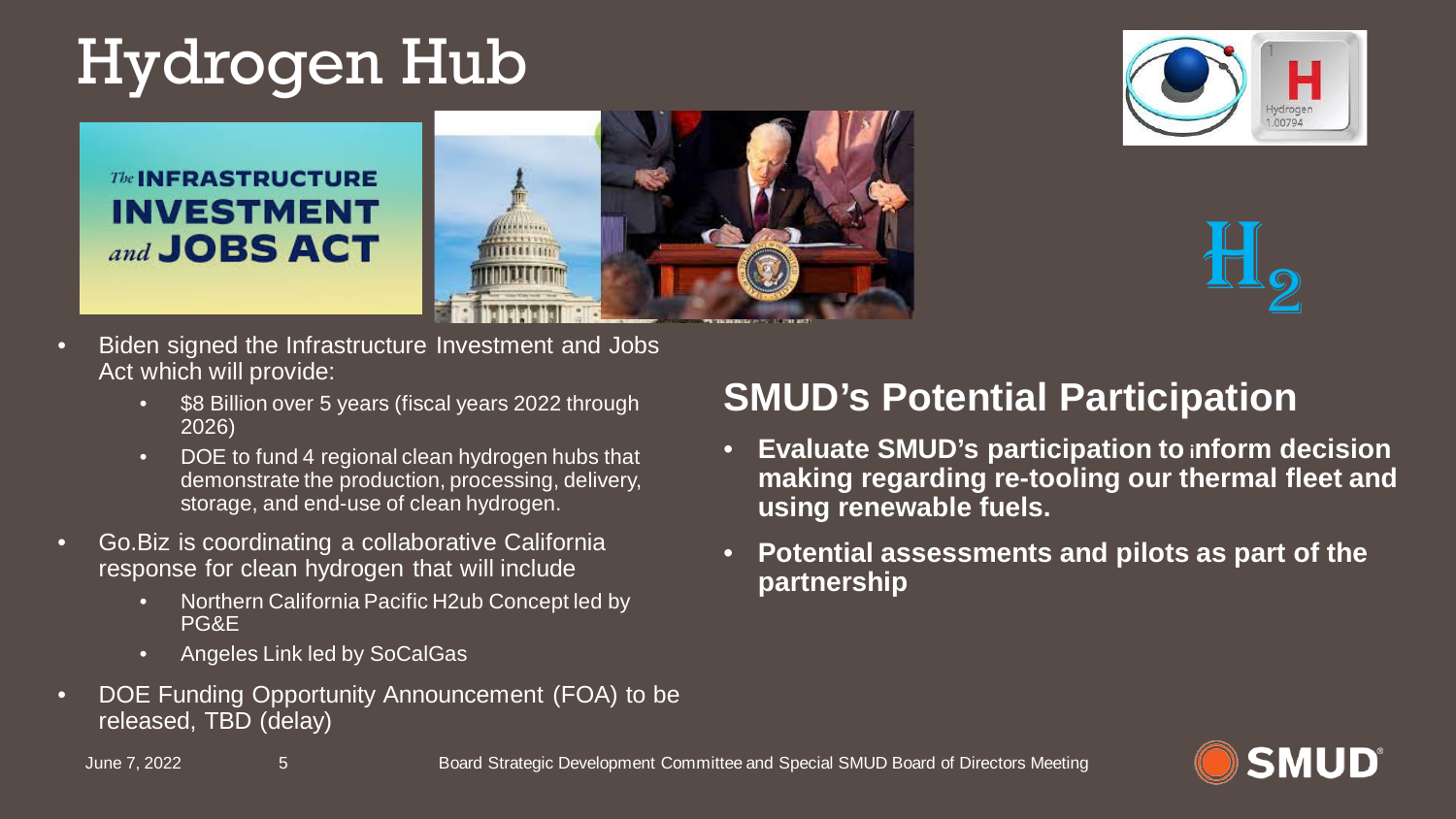# Hydrogen Hub

- Biden signed the Infrastructure Investment and Jobs Act which will provide:
  - $8 Billion over 5 years (fiscal years 2022 through 2026)
  - DOE to fund 4 regional clean hydrogen hubs that demonstrate the production, processing, delivery, storage, and end-use of clean hydrogen.
- Go.Biz is coordinating a collaborative California response for clean hydrogen that will include
  - Northern California Pacific H2ub Concept led by PG&E
  - Angeles Link led by SoCalGas
- DOE Funding Opportunity Announcement (FOA) to be released, TBD (delay)

## SMUD's Potential Participation

- **Evaluate SMUD's participation to inform decision making regarding re-tooling our thermal fleet and using renewable fuels.**
- **Potential assessments and pilots as part of the partnership**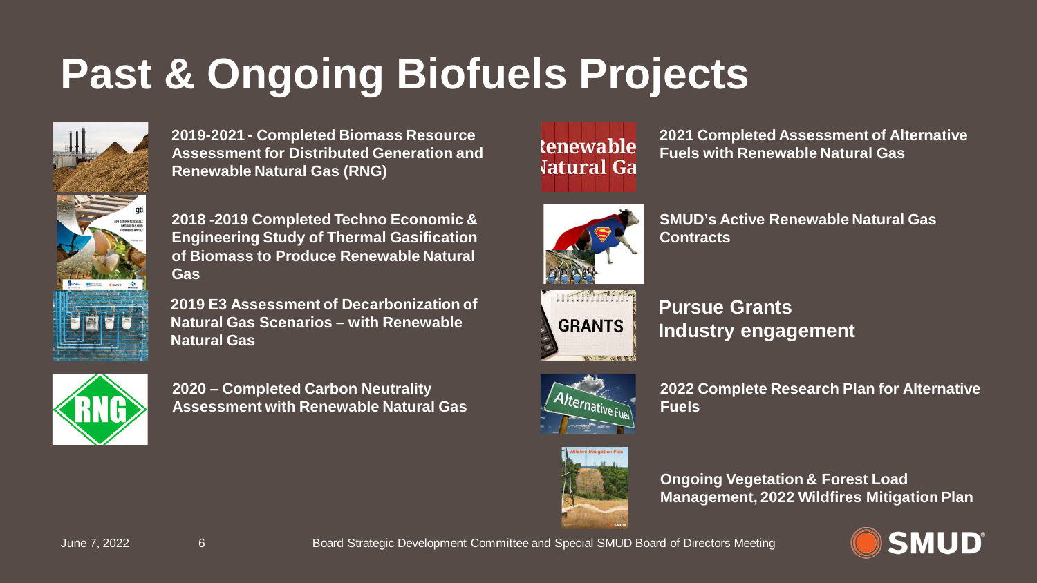# Past & Ongoing Biofuels Projects

- **2019-2021 - Completed Biomass Resource Assessment for Distributed Generation and Renewable Natural Gas (RNG)**
- **2018 -2019 Completed Techno Economic & Engineering Study of Thermal Gasification of Biomass to Produce Renewable Natural Gas**
- **2019 E3 Assessment of Decarbonization of Natural Gas Scenarios – with Renewable Natural Gas**
- **2020 – Completed Carbon Neutrality Assessment with Renewable Natural Gas**
- **2021 Completed Assessment of Alternative Fuels with Renewable Natural Gas**
- **SMUD's Active Renewable Natural Gas Contracts**
- **Pursue Grants**
  **Industry engagement**
- **2022 Complete Research Plan for Alternative Fuels**
- **Ongoing Vegetation & Forest Load Management, 2022 Wildfires Mitigation Plan**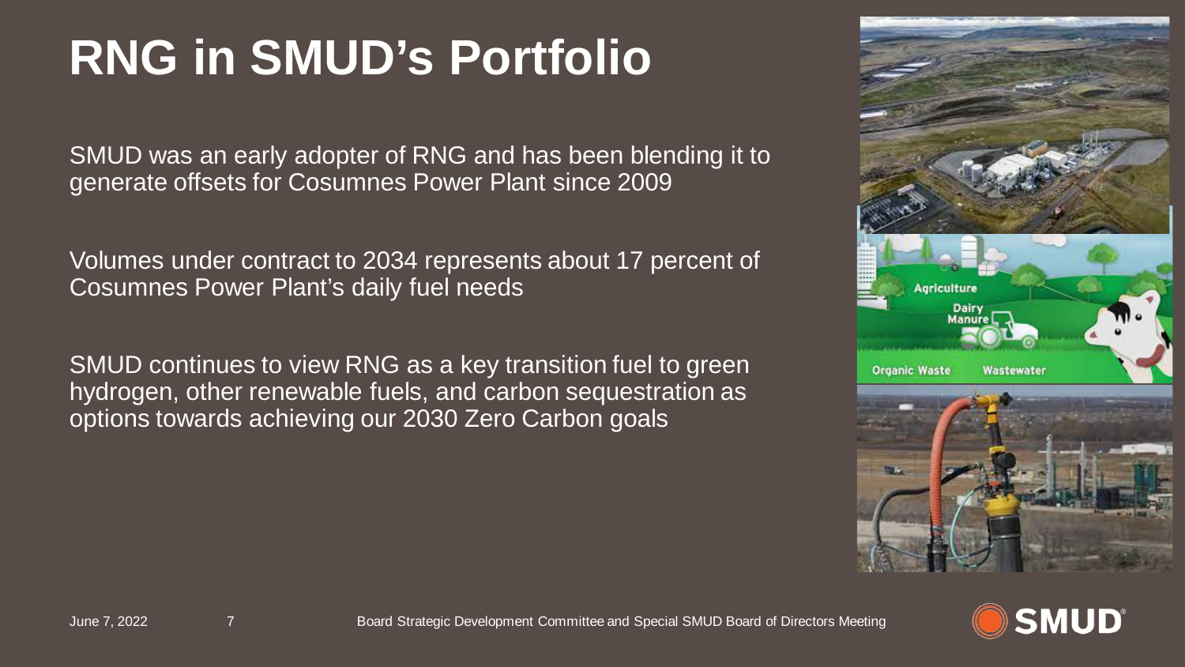# RNG in SMUD's Portfolio

SMUD was an early adopter of RNG and has been blending it to generate offsets for Cosumnes Power Plant since 2009

Volumes under contract to 2034 represents about 17 percent of Cosumnes Power Plant's daily fuel needs

SMUD continues to view RNG as a key transition fuel to green hydrogen, other renewable fuels, and carbon sequestration as options towards achieving our 2030 Zero Carbon goals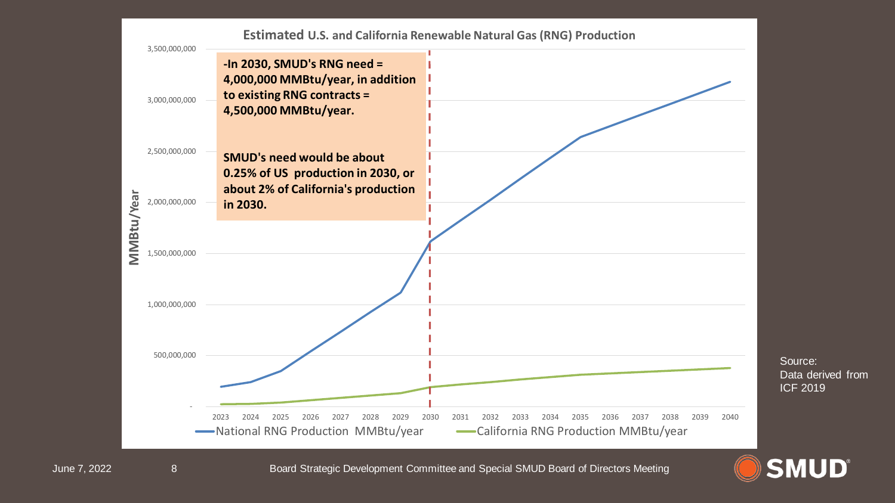**Estimated U.S. and California Renewable Natural Gas (RNG) Production**

**-In 2030, SMUD's RNG need = 4,000,000 MMBtu/year, in addition to existing RNG contracts = 4,500,000 MMBtu/year.**

**SMUD's need would be about 0.25% of US production in 2030, or about 2% of California's production in 2030.**

MMBtu/Year

3,500,000,000
3,000,000,000
2,500,000,000
2,000,000,000
1,500,000,000
1,000,000,000
500,000,000
-

2023 2024 2025 2026 2027 2028 2029 2030 2031 2032 2033 2034 2035 2036 2037 2038 2039 2040

National RNG Production MMBtu/year — California RNG Production MMBtu/year

Source: Data derived from ICF 2019

June 7, 2022 — Board Strategic Development Committee and Special SMUD Board of Directors Meeting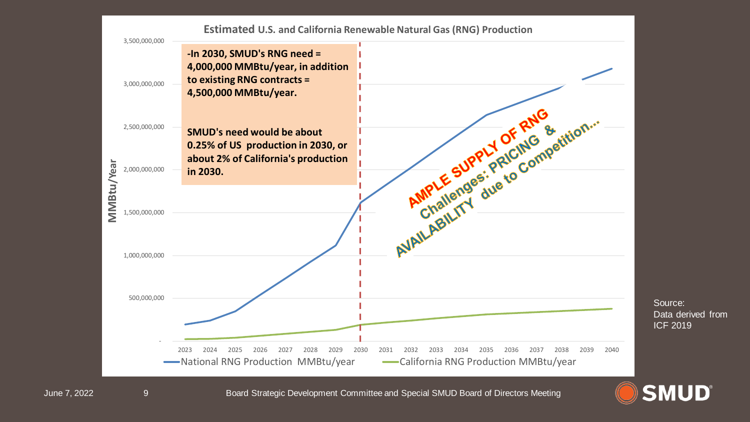Estimated U.S. and California Renewable Natural Gas (RNG) Production

-In 2030, SMUD's RNG need = 4,000,000 MMBtu/year, in addition to existing RNG contracts = 4,500,000 MMBtu/year.

SMUD's need would be about 0.25% of US production in 2030, or about 2% of California's production in 2030.

AMPLE SUPPLY OF RNG

Challenges: PRICING & AVAILABILITY due to Competition...

MMBtu/Year

3,500,000,000
3,000,000,000
2,500,000,000
2,000,000,000
1,500,000,000
1,000,000,000
500,000,000
-

2023 2024 2025 2026 2027 2028 2029 2030 2031 2032 2033 2034 2035 2036 2037 2038 2039 2040

National RNG Production MMBtu/year

California RNG Production MMBtu/year

Source:
Data derived from ICF 2019